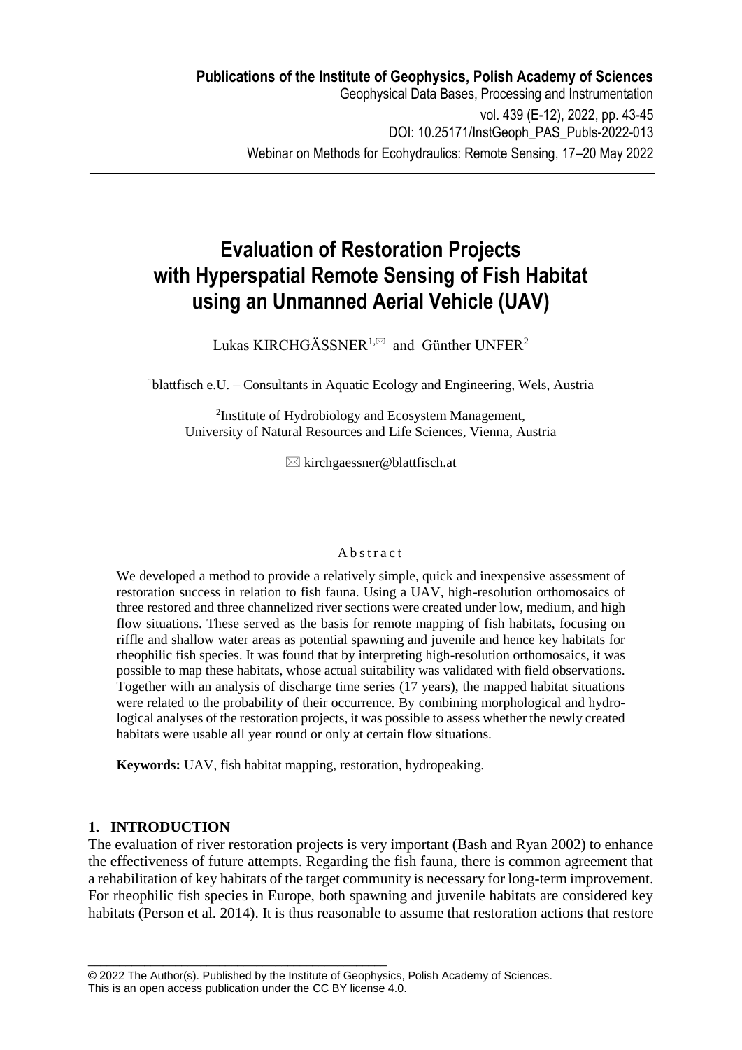# Evaluation of Restoration Projects with Hyperspatial Remote Sensing of Fish Habitat using an Unmanned Aerial Vehicle (UAV)

Lukas KIRCHGÄSSNER[1,✉] and Günther UNFER[2]

[1]blattfisch e.U. – Consultants in Aquatic Ecology and Engineering, Wels, Austria

[2]Institute of Hydrobiology and Ecosystem Management, University of Natural Resources and Life Sciences, Vienna, Austria

✉ kirchgaessner@blattfisch.at

## Abstract

We developed a method to provide a relatively simple, quick and inexpensive assessment of restoration success in relation to fish fauna. Using a UAV, high-resolution orthomosaics of three restored and three channelized river sections were created under low, medium, and high flow situations. These served as the basis for remote mapping of fish habitats, focusing on riffle and shallow water areas as potential spawning and juvenile and hence key habitats for rheophilic fish species. It was found that by interpreting high-resolution orthomosaics, it was possible to map these habitats, whose actual suitability was validated with field observations. Together with an analysis of discharge time series (17 years), the mapped habitat situations were related to the probability of their occurrence. By combining morphological and hydrological analyses of the restoration projects, it was possible to assess whether the newly created habitats were usable all year round or only at certain flow situations.

**Keywords:** UAV, fish habitat mapping, restoration, hydropeaking.

## 1. INTRODUCTION

The evaluation of river restoration projects is very important (Bash and Ryan 2002) to enhance the effectiveness of future attempts. Regarding the fish fauna, there is common agreement that a rehabilitation of key habitats of the target community is necessary for long-term improvement. For rheophilic fish species in Europe, both spawning and juvenile habitats are considered key habitats (Person et al. 2014). It is thus reasonable to assume that restoration actions that restore

© 2022 The Author(s). Published by the Institute of Geophysics, Polish Academy of Sciences. This is an open access publication under the CC BY license 4.0.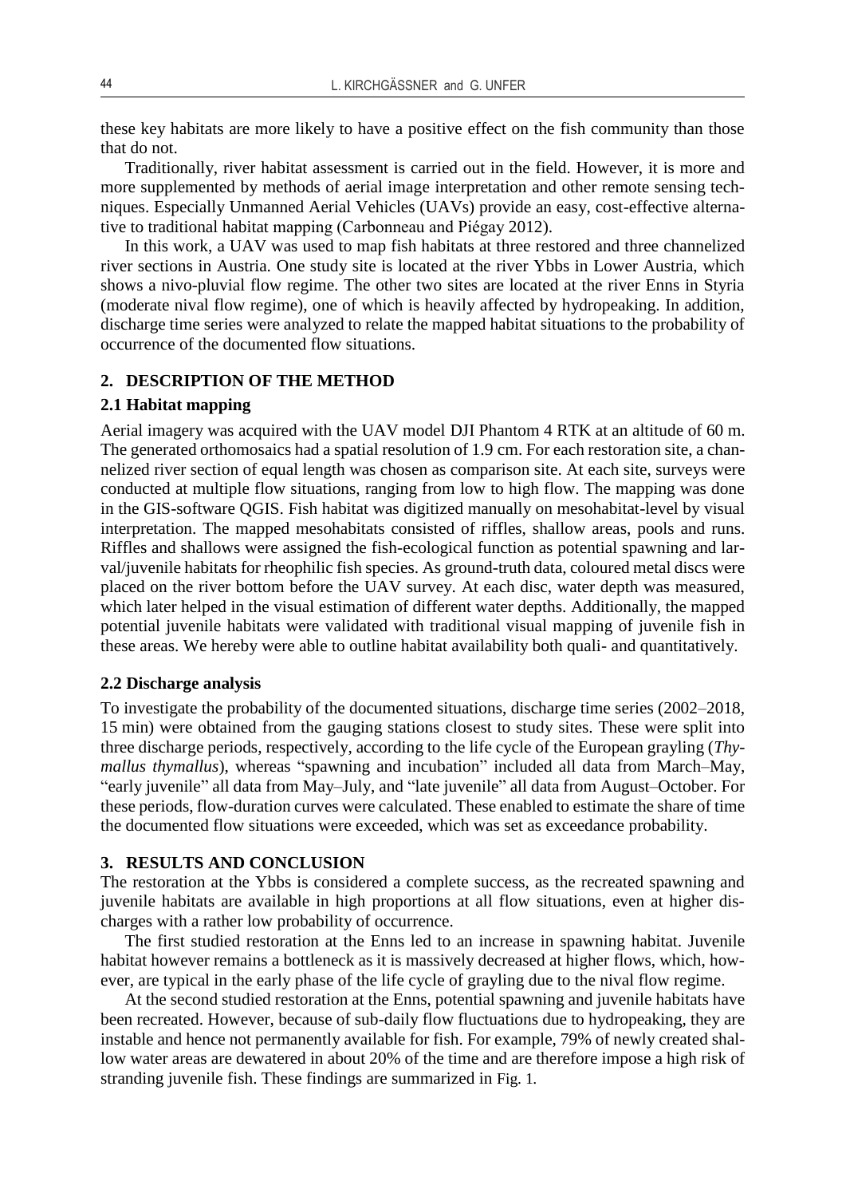these key habitats are more likely to have a positive effect on the fish community than those that do not.

Traditionally, river habitat assessment is carried out in the field. However, it is more and more supplemented by methods of aerial image interpretation and other remote sensing techniques. Especially Unmanned Aerial Vehicles (UAVs) provide an easy, cost-effective alternative to traditional habitat mapping (Carbonneau and Piégay 2012).

In this work, a UAV was used to map fish habitats at three restored and three channelized river sections in Austria. One study site is located at the river Ybbs in Lower Austria, which shows a nivo-pluvial flow regime. The other two sites are located at the river Enns in Styria (moderate nival flow regime), one of which is heavily affected by hydropeaking. In addition, discharge time series were analyzed to relate the mapped habitat situations to the probability of occurrence of the documented flow situations.

## 2. DESCRIPTION OF THE METHOD

### 2.1 Habitat mapping

Aerial imagery was acquired with the UAV model DJI Phantom 4 RTK at an altitude of 60 m. The generated orthomosaics had a spatial resolution of 1.9 cm. For each restoration site, a channelized river section of equal length was chosen as comparison site. At each site, surveys were conducted at multiple flow situations, ranging from low to high flow. The mapping was done in the GIS-software QGIS. Fish habitat was digitized manually on mesohabitat-level by visual interpretation. The mapped mesohabitats consisted of riffles, shallow areas, pools and runs. Riffles and shallows were assigned the fish-ecological function as potential spawning and larval/juvenile habitats for rheophilic fish species. As ground-truth data, coloured metal discs were placed on the river bottom before the UAV survey. At each disc, water depth was measured, which later helped in the visual estimation of different water depths. Additionally, the mapped potential juvenile habitats were validated with traditional visual mapping of juvenile fish in these areas. We hereby were able to outline habitat availability both quali- and quantitatively.

### 2.2 Discharge analysis

To investigate the probability of the documented situations, discharge time series (2002–2018, 15 min) were obtained from the gauging stations closest to study sites. These were split into three discharge periods, respectively, according to the life cycle of the European grayling (*Thymallus thymallus*), whereas "spawning and incubation" included all data from March–May, "early juvenile" all data from May–July, and "late juvenile" all data from August–October. For these periods, flow-duration curves were calculated. These enabled to estimate the share of time the documented flow situations were exceeded, which was set as exceedance probability.

## 3. RESULTS AND CONCLUSION

The restoration at the Ybbs is considered a complete success, as the recreated spawning and juvenile habitats are available in high proportions at all flow situations, even at higher discharges with a rather low probability of occurrence.

The first studied restoration at the Enns led to an increase in spawning habitat. Juvenile habitat however remains a bottleneck as it is massively decreased at higher flows, which, however, are typical in the early phase of the life cycle of grayling due to the nival flow regime.

At the second studied restoration at the Enns, potential spawning and juvenile habitats have been recreated. However, because of sub-daily flow fluctuations due to hydropeaking, they are instable and hence not permanently available for fish. For example, 79% of newly created shallow water areas are dewatered in about 20% of the time and are therefore impose a high risk of stranding juvenile fish. These findings are summarized in Fig. 1.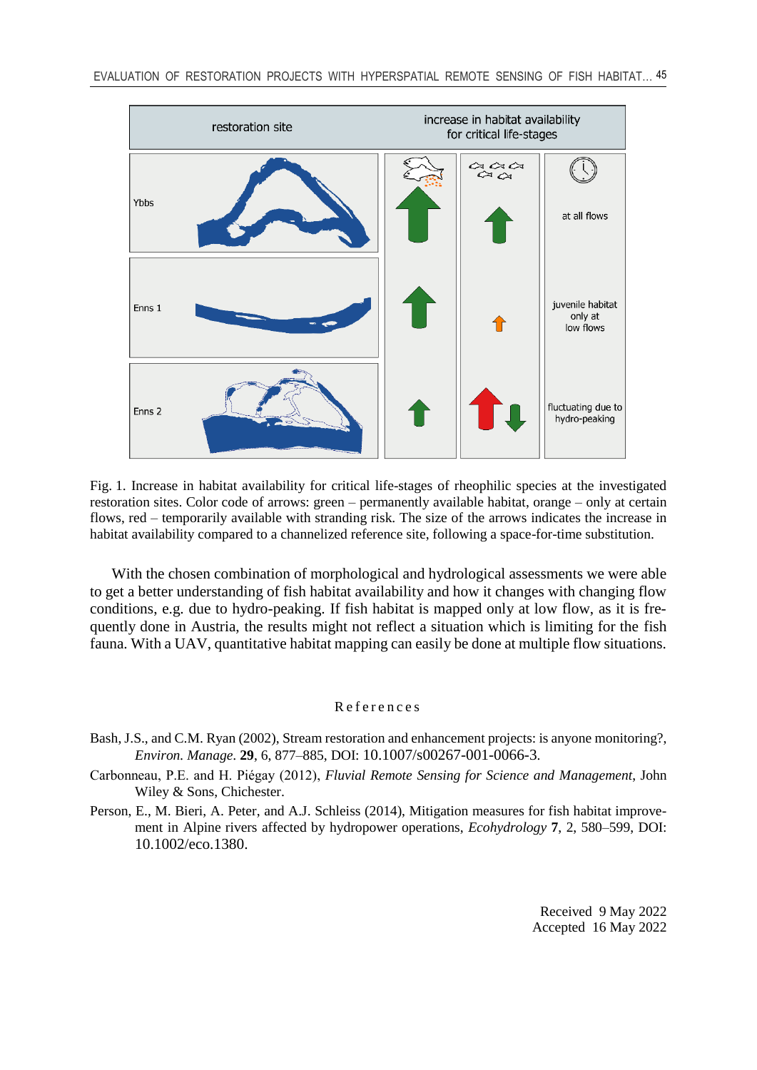restoration site

increase in habitat availability for critical life-stages

Ybbs

at all flows

Enns 1

juvenile habitat only at low flows

Enns 2

fluctuating due to hydro-peaking

Fig. 1. Increase in habitat availability for critical life-stages of rheophilic species at the investigated restoration sites. Color code of arrows: green – permanently available habitat, orange – only at certain flows, red – temporarily available with stranding risk. The size of the arrows indicates the increase in habitat availability compared to a channelized reference site, following a space-for-time substitution.

With the chosen combination of morphological and hydrological assessments we were able to get a better understanding of fish habitat availability and how it changes with changing flow conditions, e.g. due to hydro-peaking. If fish habitat is mapped only at low flow, as it is frequently done in Austria, the results might not reflect a situation which is limiting for the fish fauna. With a UAV, quantitative habitat mapping can easily be done at multiple flow situations.

## References

Bash, J.S., and C.M. Ryan (2002), Stream restoration and enhancement projects: is anyone monitoring?, *Environ. Manage.* **29**, 6, 877–885, DOI: 10.1007/s00267-001-0066-3.

Carbonneau, P.E. and H. Piégay (2012), *Fluvial Remote Sensing for Science and Management*, John Wiley & Sons, Chichester.

Person, E., M. Bieri, A. Peter, and A.J. Schleiss (2014), Mitigation measures for fish habitat improvement in Alpine rivers affected by hydropower operations, *Ecohydrology* **7**, 2, 580–599, DOI: 10.1002/eco.1380.

Received 9 May 2022
Accepted 16 May 2022